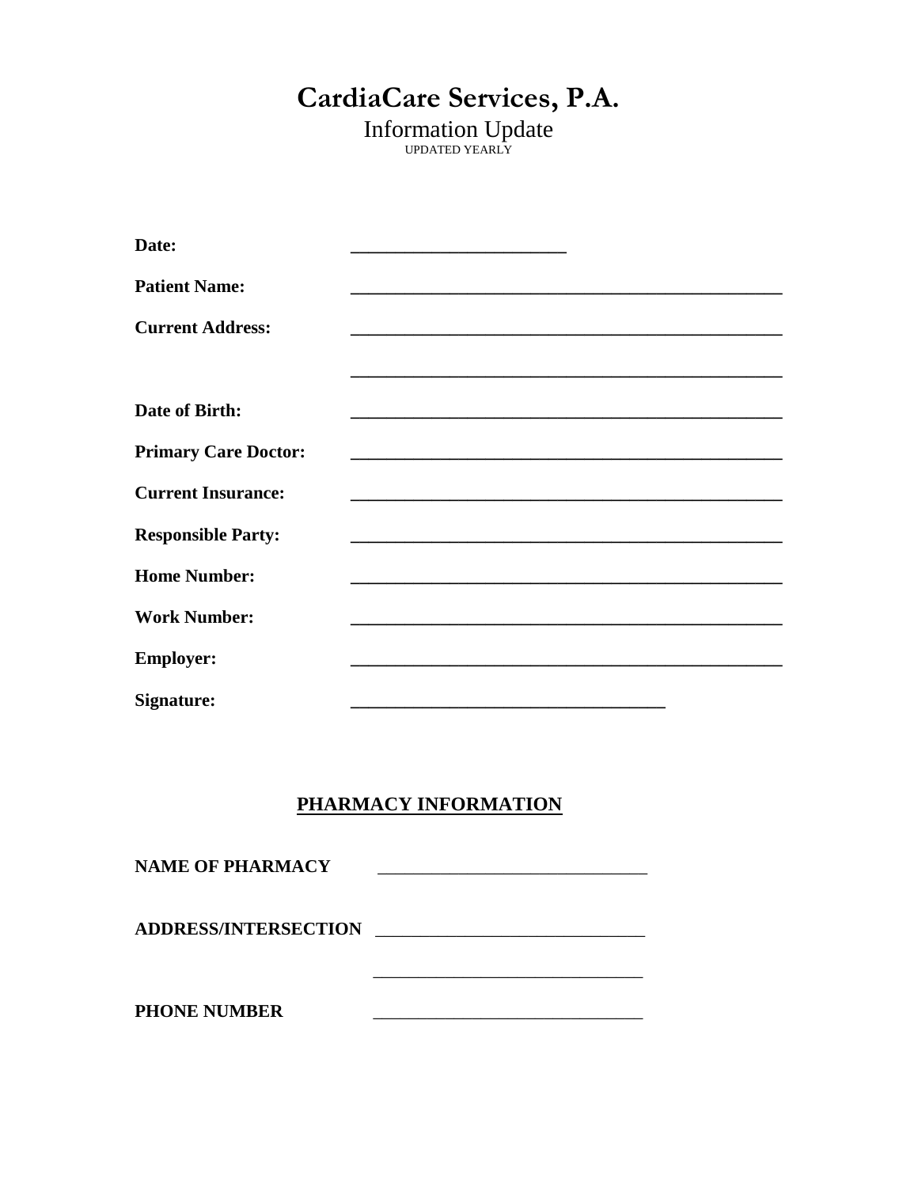# CardiaCare Services, P.A.

Information Update

UPDATED YEARLY

**Date:** ________________________

**Patient Name:** ________________________________________________

**Current Address:** ________________________________________________

________________________________________________

**Date of Birth:** ________________________________________________

**Primary Care Doctor:** ________________________________________________

**Current Insurance:** ________________________________________________

**Responsible Party:** ________________________________________________

**Home Number:** ________________________________________________

**Work Number:** ________________________________________________

**Employer:** ________________________________________________

**Signature:** ___________________________________

## PHARMACY INFORMATION

**NAME OF PHARMACY** ______________________________

**ADDRESS/INTERSECTION** ______________________________

______________________________

**PHONE NUMBER** ______________________________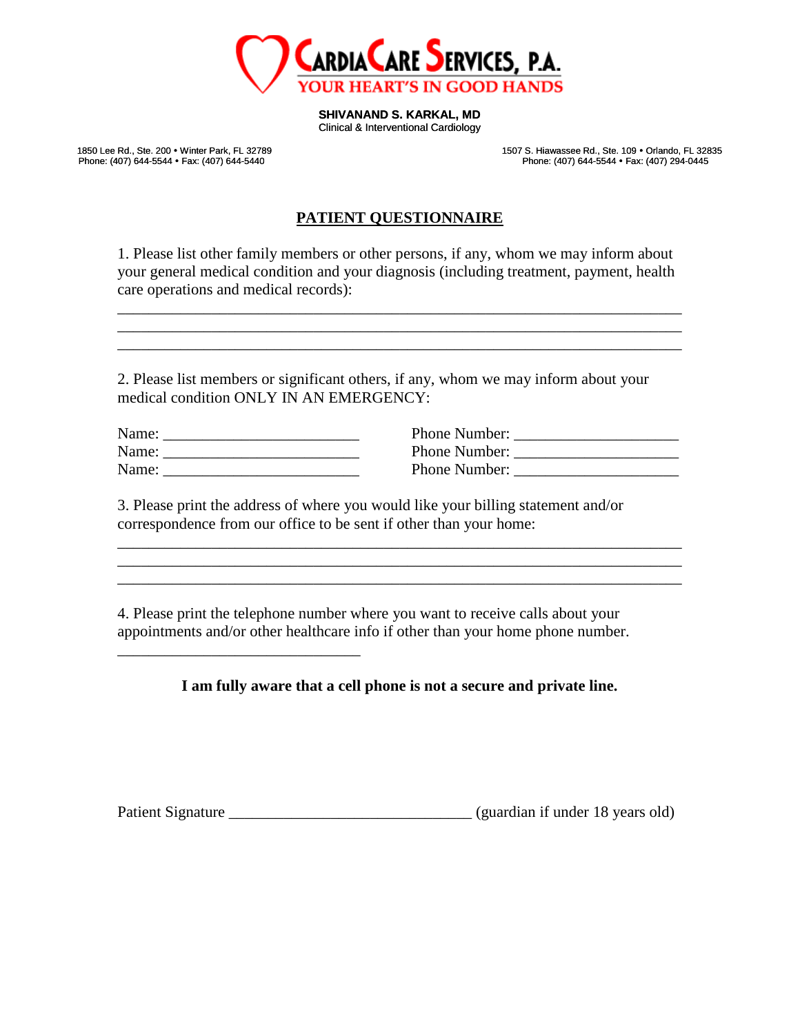**CARDIACARE SERVICES, P.A.**
YOUR HEART'S IN GOOD HANDS

**SHIVANAND S. KARKAL, MD**
Clinical & Interventional Cardiology

1850 Lee Rd., Ste. 200 • Winter Park, FL 32789
Phone: (407) 644-5544 • Fax: (407) 644-5440

1507 S. Hiawassee Rd., Ste. 109 • Orlando, FL 32835
Phone: (407) 644-5544 • Fax: (407) 294-0445

# PATIENT QUESTIONNAIRE

1. Please list other family members or other persons, if any, whom we may inform about your general medical condition and your diagnosis (including treatment, payment, health care operations and medical records):

______________________________________________________________________
______________________________________________________________________
______________________________________________________________________

2. Please list members or significant others, if any, whom we may inform about your medical condition ONLY IN AN EMERGENCY:

Name: ________________________ Phone Number: ____________________
Name: ________________________ Phone Number: ____________________
Name: ________________________ Phone Number: ____________________

3. Please print the address of where you would like your billing statement and/or correspondence from our office to be sent if other than your home:

______________________________________________________________________
______________________________________________________________________
______________________________________________________________________

4. Please print the telephone number where you want to receive calls about your appointments and/or other healthcare info if other than your home phone number.

______________________________

**I am fully aware that a cell phone is not a secure and private line.**

Patient Signature ______________________________ (guardian if under 18 years old)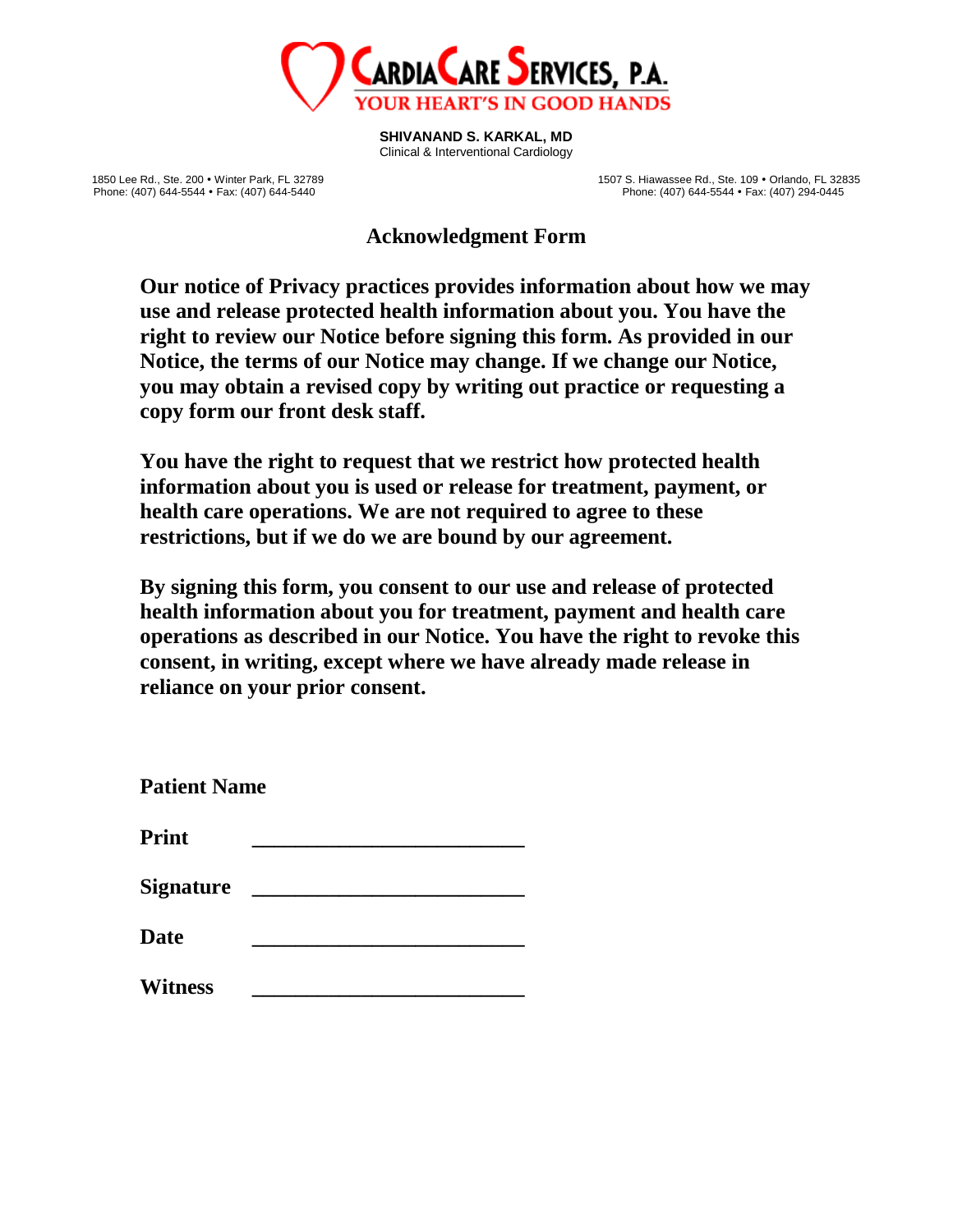**CardiaCare Services, P.A.**
YOUR HEART'S IN GOOD HANDS

**SHIVANAND S. KARKAL, MD**
Clinical & Interventional Cardiology

1850 Lee Rd., Ste. 200 • Winter Park, FL 32789
Phone: (407) 644-5544 • Fax: (407) 644-5440

1507 S. Hiawassee Rd., Ste. 109 • Orlando, FL 32835
Phone: (407) 644-5544 • Fax: (407) 294-0445

# Acknowledgment Form

**Our notice of Privacy practices provides information about how we may use and release protected health information about you. You have the right to review our Notice before signing this form. As provided in our Notice, the terms of our Notice may change. If we change our Notice, you may obtain a revised copy by writing out practice or requesting a copy form our front desk staff.**

**You have the right to request that we restrict how protected health information about you is used or release for treatment, payment, or health care operations. We are not required to agree to these restrictions, but if we do we are bound by our agreement.**

**By signing this form, you consent to our use and release of protected health information about you for treatment, payment and health care operations as described in our Notice. You have the right to revoke this consent, in writing, except where we have already made release in reliance on your prior consent.**

**Patient Name**

**Print** ________________________

**Signature** ________________________

**Date** ________________________

**Witness** ________________________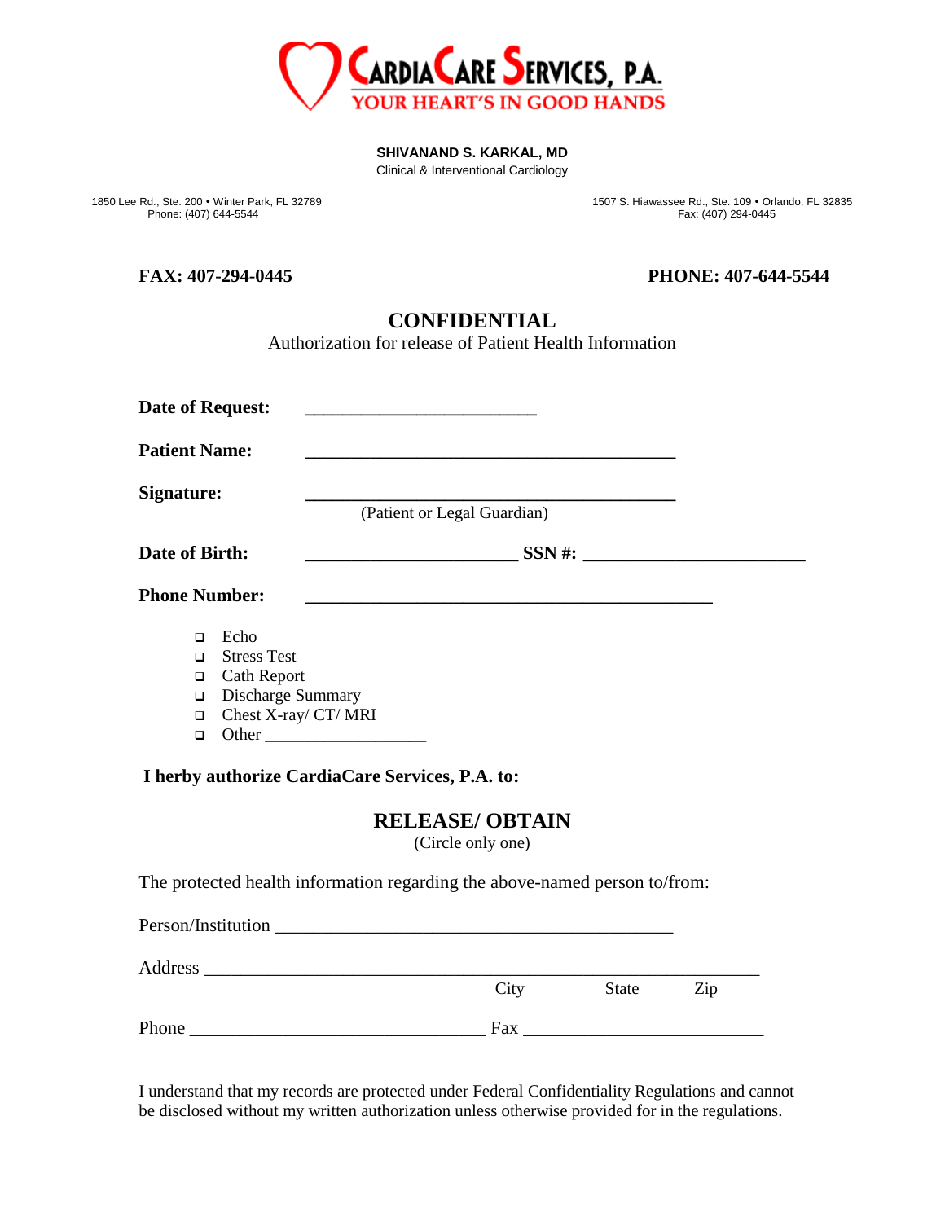**CARDIACARE SERVICES, P.A.**
YOUR HEART'S IN GOOD HANDS

**SHIVANAND S. KARKAL, MD**
Clinical & Interventional Cardiology

1850 Lee Rd., Ste. 200 • Winter Park, FL 32789
Phone: (407) 644-5544

1507 S. Hiawassee Rd., Ste. 109 • Orlando, FL 32835
Fax: (407) 294-0445

**FAX: 407-294-0445** **PHONE: 407-644-5544**

## CONFIDENTIAL

Authorization for release of Patient Health Information

**Date of Request:** _________________________

**Patient Name:** ________________________________________

**Signature:** ________________________________________
(Patient or Legal Guardian)

**Date of Birth:** _______________________ **SSN #:** ________________________

**Phone Number:** ____________________________________________

- ❑ Echo
- ❑ Stress Test
- ❑ Cath Report
- ❑ Discharge Summary
- ❑ Chest X-ray/ CT/ MRI
- ❑ Other __________________

**I herby authorize CardiaCare Services, P.A. to:**

## RELEASE/ OBTAIN

(Circle only one)

The protected health information regarding the above-named person to/from:

Person/Institution ____________________________________________

Address ____________________________________________________________
City State Zip

Phone _________________________________ Fax __________________________

I understand that my records are protected under Federal Confidentiality Regulations and cannot be disclosed without my written authorization unless otherwise provided for in the regulations.